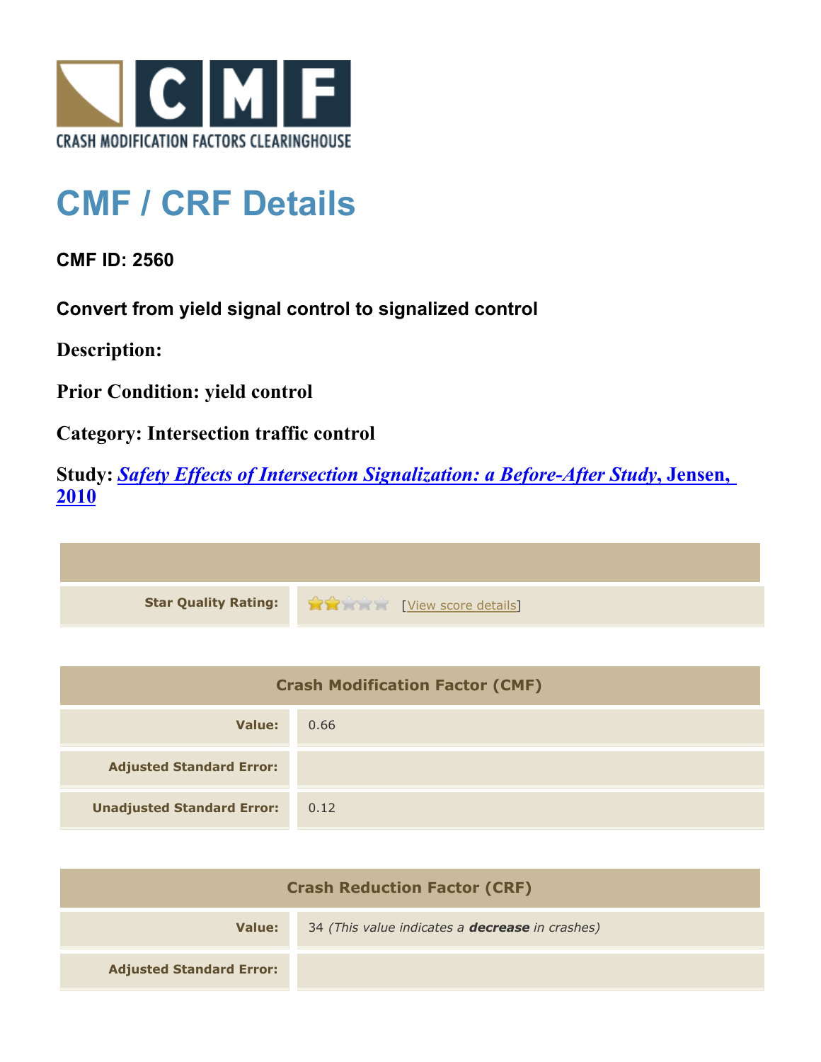CRASH MODIFICATION FACTORS CLEARINGHOUSE

# CMF / CRF Details

**CMF ID: 2560**

**Convert from yield signal control to signalized control**

**Description:**

**Prior Condition: yield control**

**Category: Intersection traffic control**

**Study:** ***Safety Effects of Intersection Signalization: a Before-After Study*, Jensen, 2010**

| | |
|---|---|
| **Star Quality Rating:** | ★★☆☆☆ [View score details] |

| Crash Modification Factor (CMF) | |
|---|---|
| **Value:** | 0.66 |
| **Adjusted Standard Error:** | |
| **Unadjusted Standard Error:** | 0.12 |

| Crash Reduction Factor (CRF) | |
|---|---|
| **Value:** | 34 *(This value indicates a **decrease** in crashes)* |
| **Adjusted Standard Error:** | |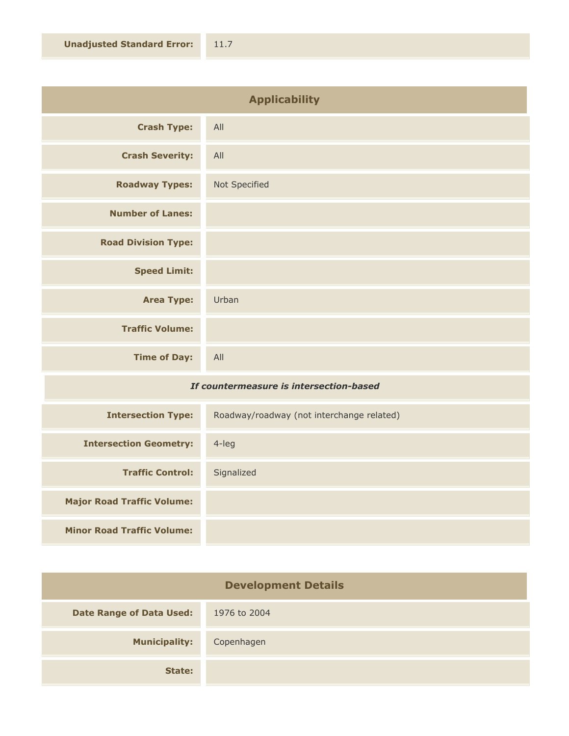| | |
|---|---|
| **Unadjusted Standard Error:** | 11.7 |

## Applicability

| | |
|---|---|
| **Crash Type:** | All |
| **Crash Severity:** | All |
| **Roadway Types:** | Not Specified |
| **Number of Lanes:** | |
| **Road Division Type:** | |
| **Speed Limit:** | |
| **Area Type:** | Urban |
| **Traffic Volume:** | |
| **Time of Day:** | All |

***If countermeasure is intersection-based***

| | |
|---|---|
| **Intersection Type:** | Roadway/roadway (not interchange related) |
| **Intersection Geometry:** | 4-leg |
| **Traffic Control:** | Signalized |
| **Major Road Traffic Volume:** | |
| **Minor Road Traffic Volume:** | |

## Development Details

| | |
|---|---|
| **Date Range of Data Used:** | 1976 to 2004 |
| **Municipality:** | Copenhagen |
| **State:** | |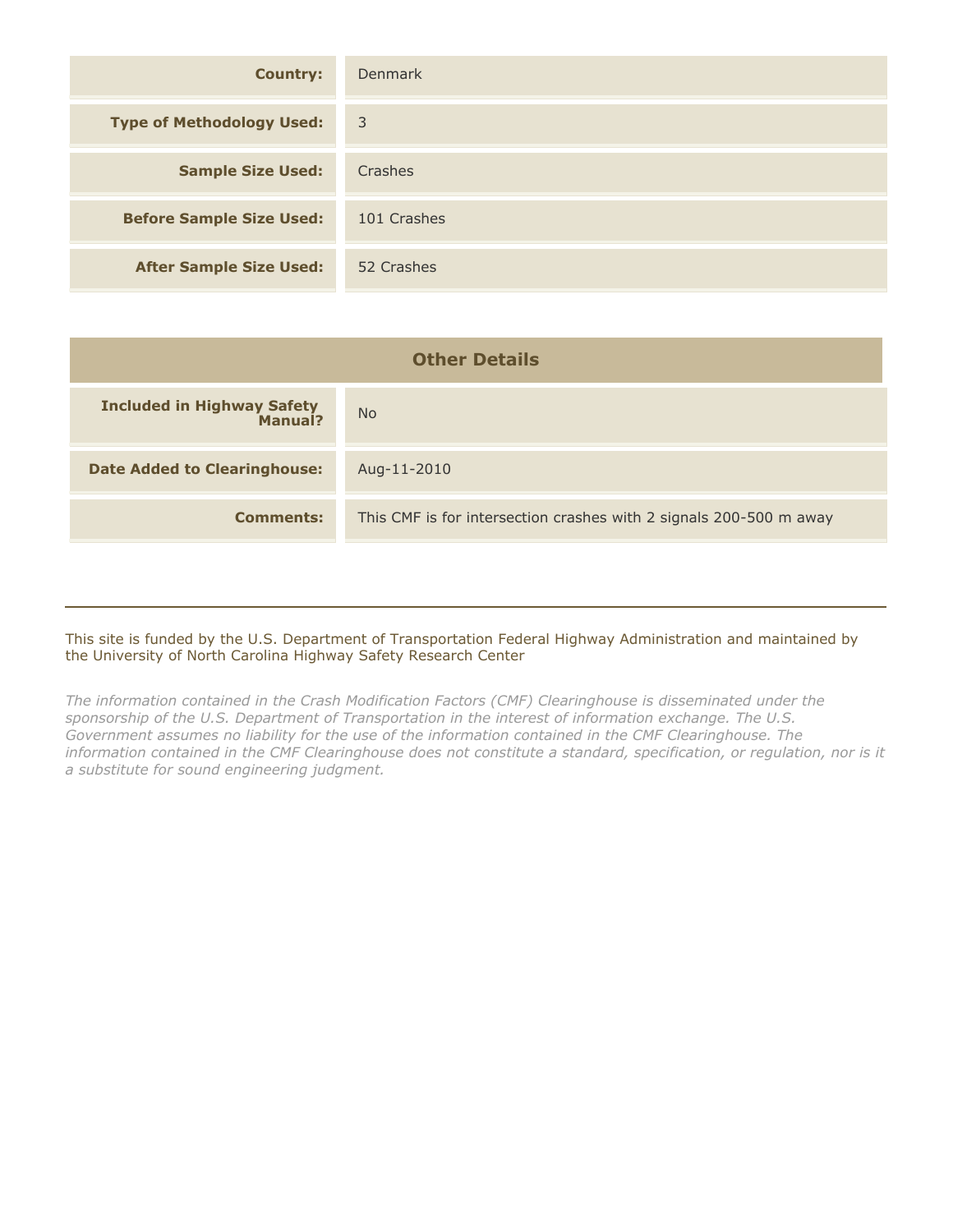| | |
|---|---|
| **Country:** | Denmark |
| **Type of Methodology Used:** | 3 |
| **Sample Size Used:** | Crashes |
| **Before Sample Size Used:** | 101 Crashes |
| **After Sample Size Used:** | 52 Crashes |

## Other Details

| | |
|---|---|
| **Included in Highway Safety Manual?** | No |
| **Date Added to Clearinghouse:** | Aug-11-2010 |
| **Comments:** | This CMF is for intersection crashes with 2 signals 200-500 m away |

---

This site is funded by the U.S. Department of Transportation Federal Highway Administration and maintained by the University of North Carolina Highway Safety Research Center

*The information contained in the Crash Modification Factors (CMF) Clearinghouse is disseminated under the sponsorship of the U.S. Department of Transportation in the interest of information exchange. The U.S. Government assumes no liability for the use of the information contained in the CMF Clearinghouse. The information contained in the CMF Clearinghouse does not constitute a standard, specification, or regulation, nor is it a substitute for sound engineering judgment.*